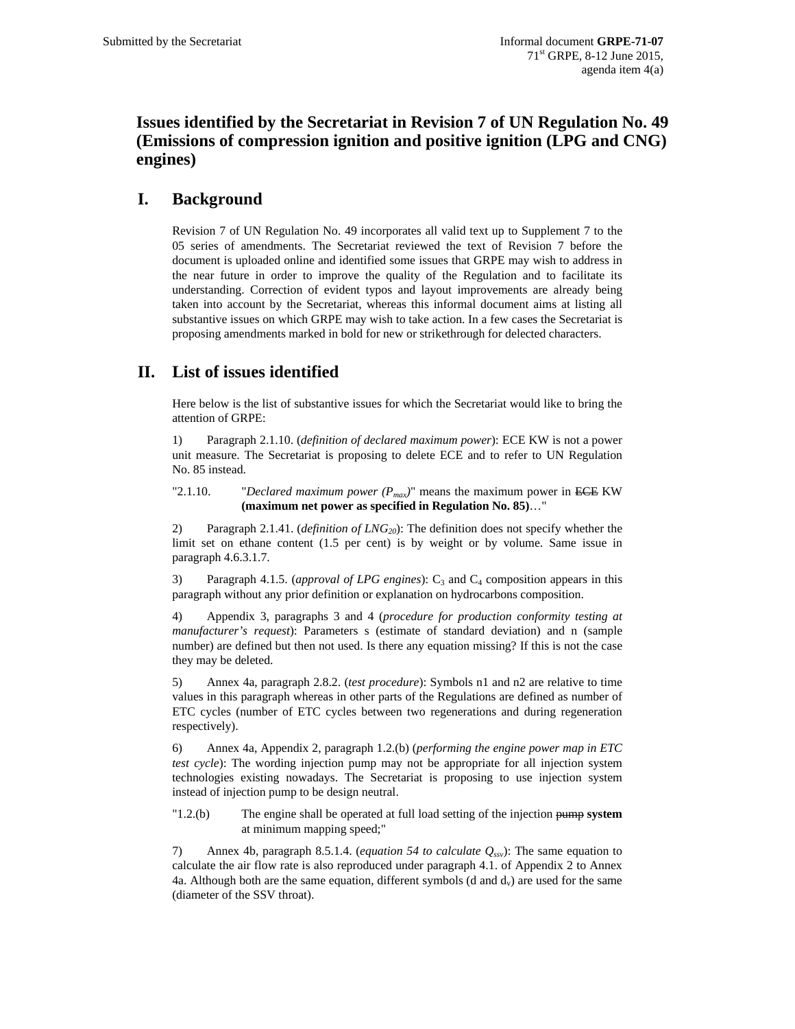Submitted by the Secretariat

Informal document **GRPE-71-07**
71st GRPE, 8-12 June 2015,
agenda item 4(a)

# Issues identified by the Secretariat in Revision 7 of UN Regulation No. 49 (Emissions of compression ignition and positive ignition (LPG and CNG) engines)

## I. Background

Revision 7 of UN Regulation No. 49 incorporates all valid text up to Supplement 7 to the 05 series of amendments. The Secretariat reviewed the text of Revision 7 before the document is uploaded online and identified some issues that GRPE may wish to address in the near future in order to improve the quality of the Regulation and to facilitate its understanding. Correction of evident typos and layout improvements are already being taken into account by the Secretariat, whereas this informal document aims at listing all substantive issues on which GRPE may wish to take action. In a few cases the Secretariat is proposing amendments marked in bold for new or strikethrough for delected characters.

## II. List of issues identified

Here below is the list of substantive issues for which the Secretariat would like to bring the attention of GRPE:

1) Paragraph 2.1.10. (*definition of declared maximum power*): ECE KW is not a power unit measure. The Secretariat is proposing to delete ECE and to refer to UN Regulation No. 85 instead.

"2.1.10. "*Declared maximum power ($P_{max}$)*" means the maximum power in ~~ECE~~ KW **(maximum net power as specified in Regulation No. 85)**…"

2) Paragraph 2.1.41. (*definition of $LNG_{20}$*): The definition does not specify whether the limit set on ethane content (1.5 per cent) is by weight or by volume. Same issue in paragraph 4.6.3.1.7.

3) Paragraph 4.1.5. (*approval of LPG engines*): $C_3$ and $C_4$ composition appears in this paragraph without any prior definition or explanation on hydrocarbons composition.

4) Appendix 3, paragraphs 3 and 4 (*procedure for production conformity testing at manufacturer's request*): Parameters s (estimate of standard deviation) and n (sample number) are defined but then not used. Is there any equation missing? If this is not the case they may be deleted.

5) Annex 4a, paragraph 2.8.2. (*test procedure*): Symbols n1 and n2 are relative to time values in this paragraph whereas in other parts of the Regulations are defined as number of ETC cycles (number of ETC cycles between two regenerations and during regeneration respectively).

6) Annex 4a, Appendix 2, paragraph 1.2.(b) (*performing the engine power map in ETC test cycle*): The wording injection pump may not be appropriate for all injection system technologies existing nowadays. The Secretariat is proposing to use injection system instead of injection pump to be design neutral.

"1.2.(b) The engine shall be operated at full load setting of the injection ~~pump~~ **system** at minimum mapping speed;"

7) Annex 4b, paragraph 8.5.1.4. (*equation 54 to calculate $Q_{ssv}$*): The same equation to calculate the air flow rate is also reproduced under paragraph 4.1. of Appendix 2 to Annex 4a. Although both are the same equation, different symbols (d and $d_v$) are used for the same (diameter of the SSV throat).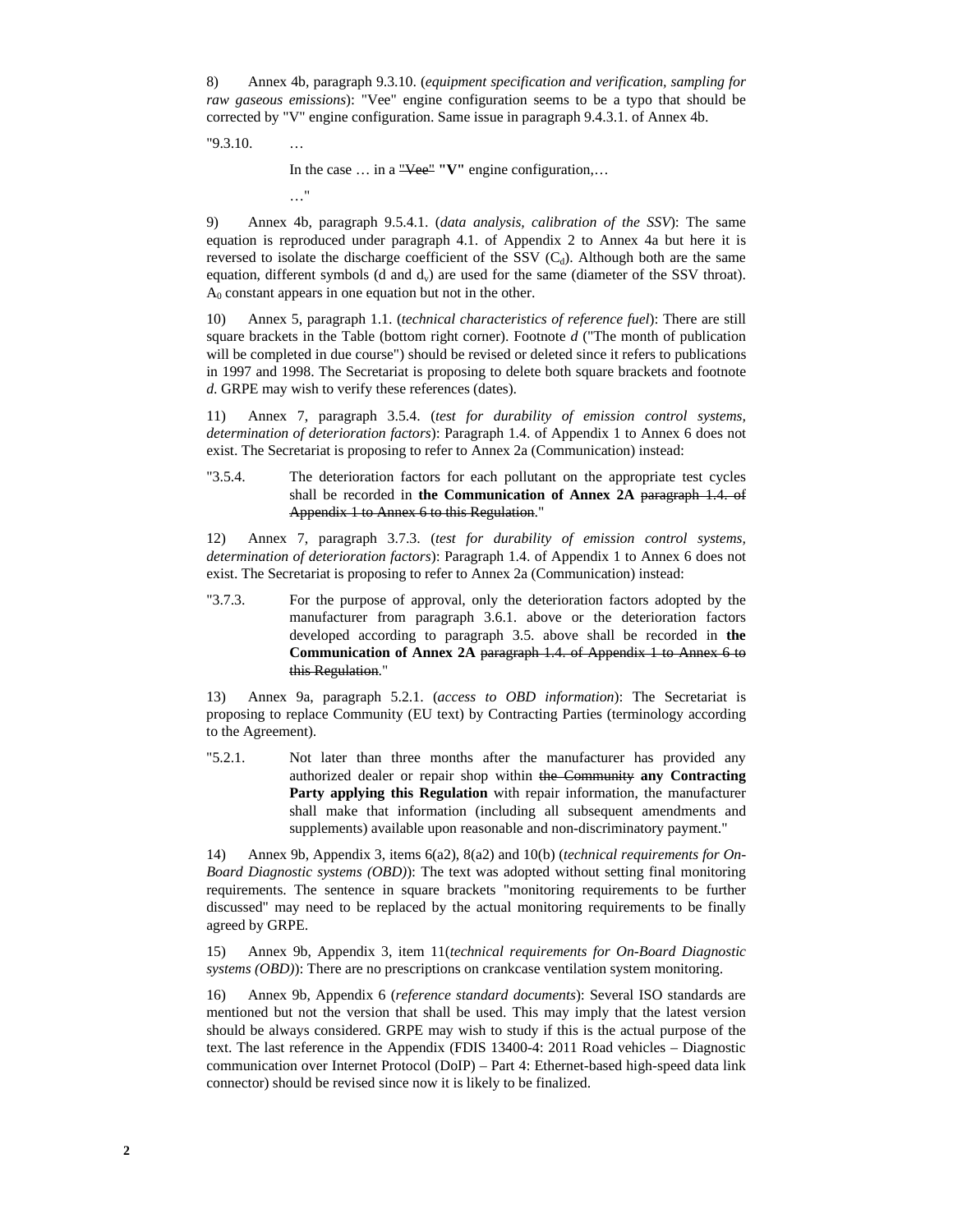8) Annex 4b, paragraph 9.3.10. (*equipment specification and verification, sampling for raw gaseous emissions*): "Vee" engine configuration seems to be a typo that should be corrected by "V" engine configuration. Same issue in paragraph 9.4.3.1. of Annex 4b.

"9.3.10. …

In the case … in a ~~"Vee"~~ **"V"** engine configuration,…

…"

9) Annex 4b, paragraph 9.5.4.1. (*data analysis, calibration of the SSV*): The same equation is reproduced under paragraph 4.1. of Appendix 2 to Annex 4a but here it is reversed to isolate the discharge coefficient of the SSV ($C_d$). Although both are the same equation, different symbols (d and $d_v$) are used for the same (diameter of the SSV throat). $A_0$ constant appears in one equation but not in the other.

10) Annex 5, paragraph 1.1. (*technical characteristics of reference fuel*): There are still square brackets in the Table (bottom right corner). Footnote *d* ("The month of publication will be completed in due course") should be revised or deleted since it refers to publications in 1997 and 1998. The Secretariat is proposing to delete both square brackets and footnote *d*. GRPE may wish to verify these references (dates).

11) Annex 7, paragraph 3.5.4. (*test for durability of emission control systems, determination of deterioration factors*): Paragraph 1.4. of Appendix 1 to Annex 6 does not exist. The Secretariat is proposing to refer to Annex 2a (Communication) instead:

"3.5.4. The deterioration factors for each pollutant on the appropriate test cycles shall be recorded in **the Communication of Annex 2A** ~~paragraph 1.4. of Appendix 1 to Annex 6 to this Regulation~~."

12) Annex 7, paragraph 3.7.3. (*test for durability of emission control systems, determination of deterioration factors*): Paragraph 1.4. of Appendix 1 to Annex 6 does not exist. The Secretariat is proposing to refer to Annex 2a (Communication) instead:

"3.7.3. For the purpose of approval, only the deterioration factors adopted by the manufacturer from paragraph 3.6.1. above or the deterioration factors developed according to paragraph 3.5. above shall be recorded in **the Communication of Annex 2A** ~~paragraph 1.4. of Appendix 1 to Annex 6 to this Regulation~~."

13) Annex 9a, paragraph 5.2.1. (*access to OBD information*): The Secretariat is proposing to replace Community (EU text) by Contracting Parties (terminology according to the Agreement).

"5.2.1. Not later than three months after the manufacturer has provided any authorized dealer or repair shop within ~~the Community~~ **any Contracting Party applying this Regulation** with repair information, the manufacturer shall make that information (including all subsequent amendments and supplements) available upon reasonable and non-discriminatory payment."

14) Annex 9b, Appendix 3, items 6(a2), 8(a2) and 10(b) (*technical requirements for On-Board Diagnostic systems (OBD)*): The text was adopted without setting final monitoring requirements. The sentence in square brackets "monitoring requirements to be further discussed" may need to be replaced by the actual monitoring requirements to be finally agreed by GRPE.

15) Annex 9b, Appendix 3, item 11(*technical requirements for On-Board Diagnostic systems (OBD)*): There are no prescriptions on crankcase ventilation system monitoring.

16) Annex 9b, Appendix 6 (*reference standard documents*): Several ISO standards are mentioned but not the version that shall be used. This may imply that the latest version should be always considered. GRPE may wish to study if this is the actual purpose of the text. The last reference in the Appendix (FDIS 13400-4: 2011 Road vehicles – Diagnostic communication over Internet Protocol (DoIP) – Part 4: Ethernet-based high-speed data link connector) should be revised since now it is likely to be finalized.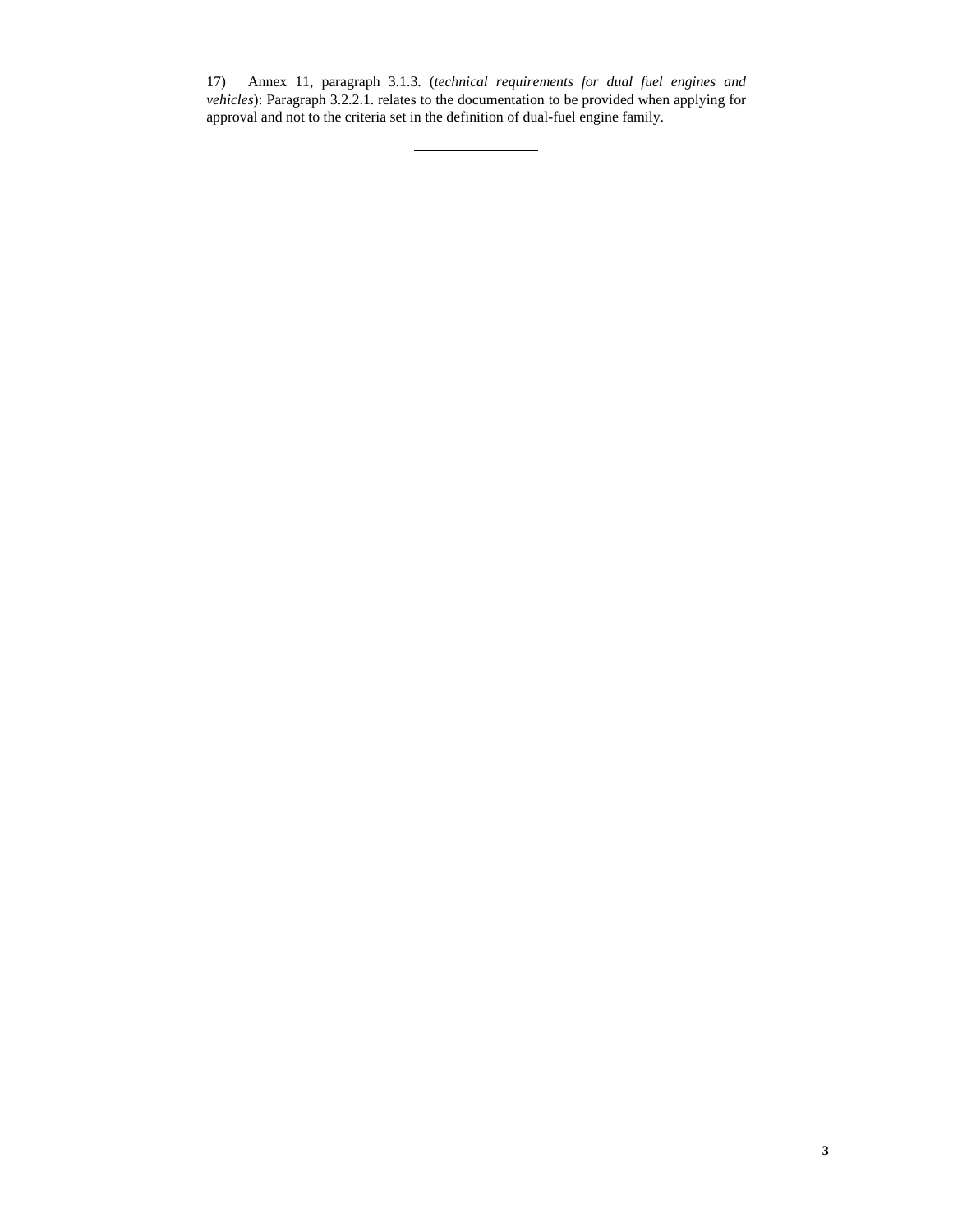17) Annex 11, paragraph 3.1.3. (*technical requirements for dual fuel engines and vehicles*): Paragraph 3.2.2.1. relates to the documentation to be provided when applying for approval and not to the criteria set in the definition of dual-fuel engine family.